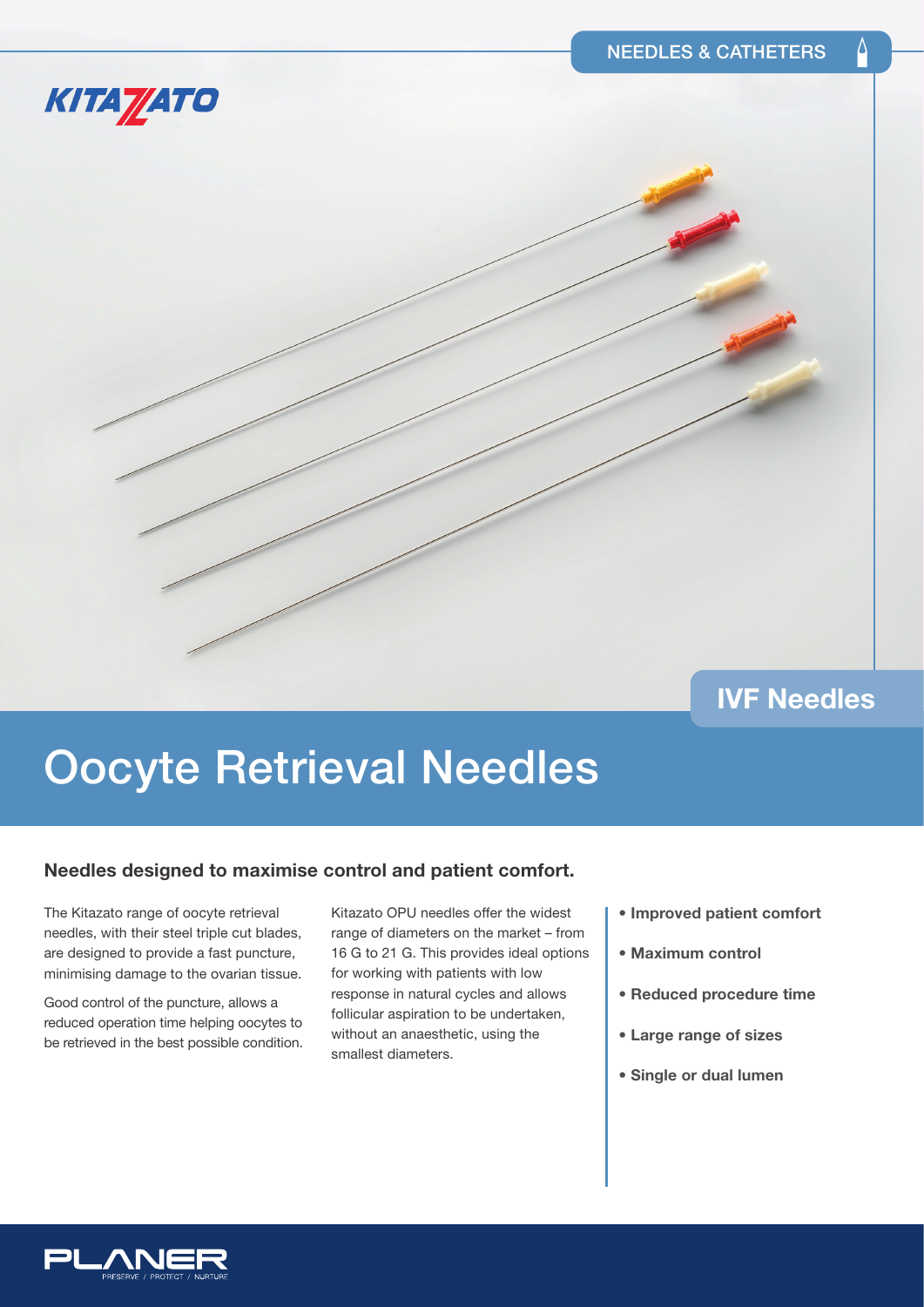NEEDLES & CATHETERS

KITAZATO

IVF Needles

# Oocyte Retrieval Needles

## Needles designed to maximise control and patient comfort.

The Kitazato range of oocyte retrieval needles, with their steel triple cut blades, are designed to provide a fast puncture, minimising damage to the ovarian tissue.

Good control of the puncture, allows a reduced operation time helping oocytes to be retrieved in the best possible condition.

Kitazato OPU needles offer the widest range of diameters on the market – from 16 G to 21 G. This provides ideal options for working with patients with low response in natural cycles and allows follicular aspiration to be undertaken, without an anaesthetic, using the smallest diameters.

- **Improved patient comfort**
- **Maximum control**
- **Reduced procedure time**
- **Large range of sizes**
- **Single or dual lumen**

PLANER
PRESERVE / PROTECT / NURTURE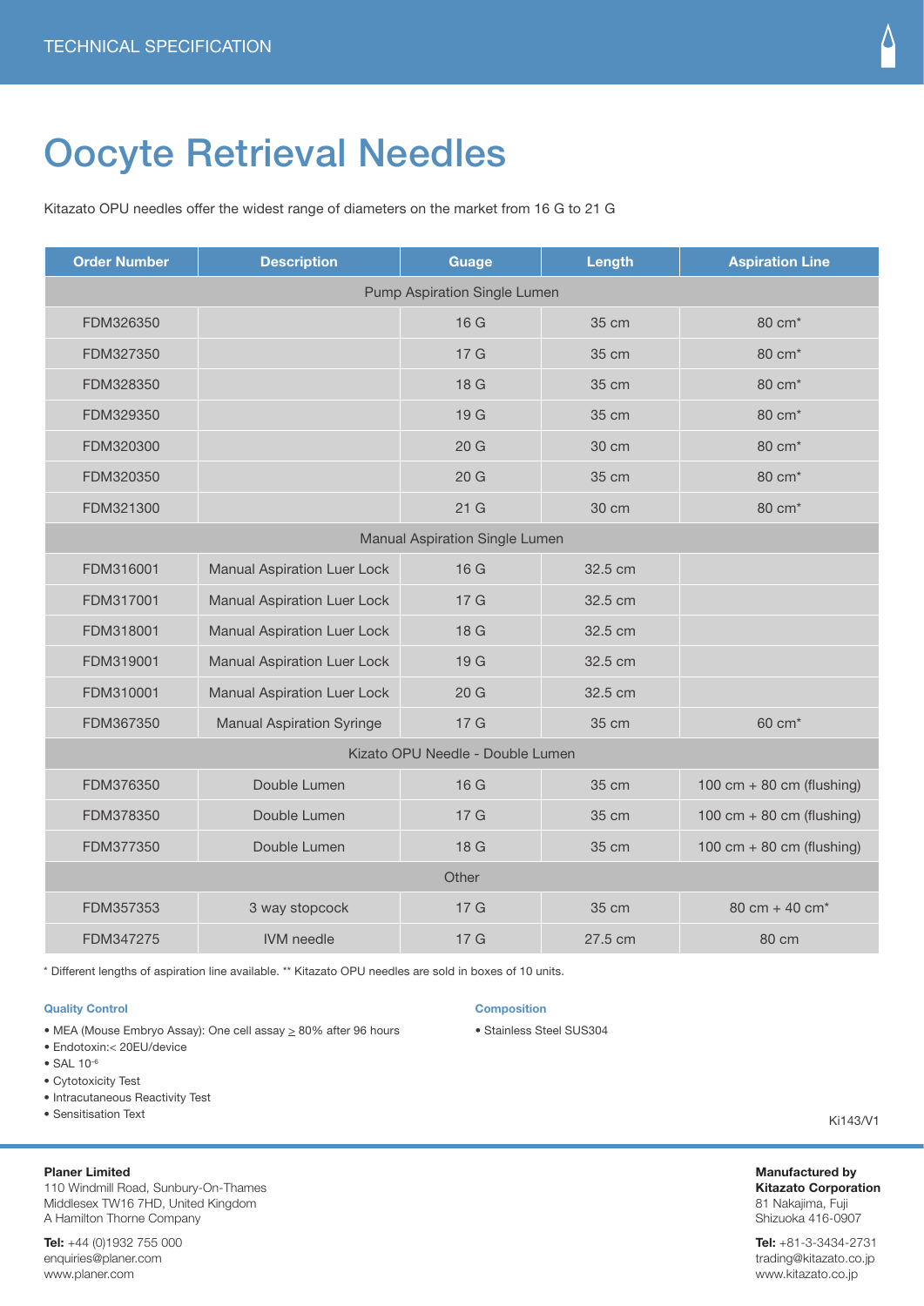TECHNICAL SPECIFICATION

# Oocyte Retrieval Needles

Kitazato OPU needles offer the widest range of diameters on the market from 16 G to 21 G

| Order Number | Description | Guage | Length | Aspiration Line |
|---|---|---|---|---|
| Pump Aspiration Single Lumen | | | | |
| FDM326350 | | 16 G | 35 cm | 80 cm* |
| FDM327350 | | 17 G | 35 cm | 80 cm* |
| FDM328350 | | 18 G | 35 cm | 80 cm* |
| FDM329350 | | 19 G | 35 cm | 80 cm* |
| FDM320300 | | 20 G | 30 cm | 80 cm* |
| FDM320350 | | 20 G | 35 cm | 80 cm* |
| FDM321300 | | 21 G | 30 cm | 80 cm* |
| Manual Aspiration Single Lumen | | | | |
| FDM316001 | Manual Aspiration Luer Lock | 16 G | 32.5 cm | |
| FDM317001 | Manual Aspiration Luer Lock | 17 G | 32.5 cm | |
| FDM318001 | Manual Aspiration Luer Lock | 18 G | 32.5 cm | |
| FDM319001 | Manual Aspiration Luer Lock | 19 G | 32.5 cm | |
| FDM310001 | Manual Aspiration Luer Lock | 20 G | 32.5 cm | |
| FDM367350 | Manual Aspiration Syringe | 17 G | 35 cm | 60 cm* |
| Kizato OPU Needle - Double Lumen | | | | |
| FDM376350 | Double Lumen | 16 G | 35 cm | 100 cm + 80 cm (flushing) |
| FDM378350 | Double Lumen | 17 G | 35 cm | 100 cm + 80 cm (flushing) |
| FDM377350 | Double Lumen | 18 G | 35 cm | 100 cm + 80 cm (flushing) |
| Other | | | | |
| FDM357353 | 3 way stopcock | 17 G | 35 cm | 80 cm + 40 cm* |
| FDM347275 | IVM needle | 17 G | 27.5 cm | 80 cm |

* Different lengths of aspiration line available. ** Kitazato OPU needles are sold in boxes of 10 units.

**Quality Control**

- MEA (Mouse Embryo Assay): One cell assay ≥ 80% after 96 hours
- Endotoxin:< 20EU/device
- SAL $10^{-6}$
- Cytotoxicity Test
- Intracutaneous Reactivity Test
- Sensitisation Text

**Composition**

- Stainless Steel SUS304

Ki143/V1

**Planer Limited**
110 Windmill Road, Sunbury-On-Thames
Middlesex TW16 7HD, United Kingdom
A Hamilton Thorne Company

**Tel:** +44 (0)1932 755 000
enquiries@planer.com
www.planer.com

**Manufactured by**
**Kitazato Corporation**
81 Nakajima, Fuji
Shizuoka 416-0907

**Tel:** +81-3-3434-2731
trading@kitazato.co.jp
www.kitazato.co.jp